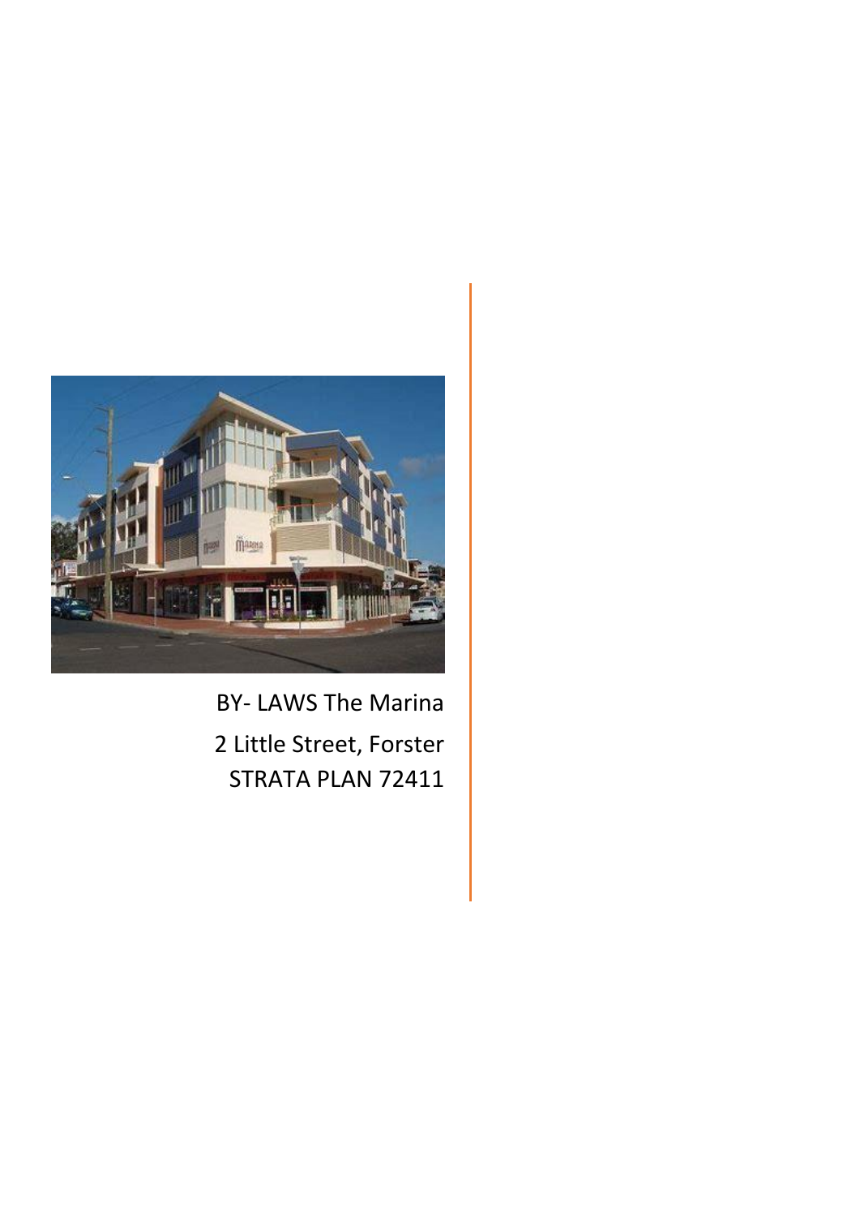BY- LAWS The Marina

2 Little Street, Forster

STRATA PLAN 72411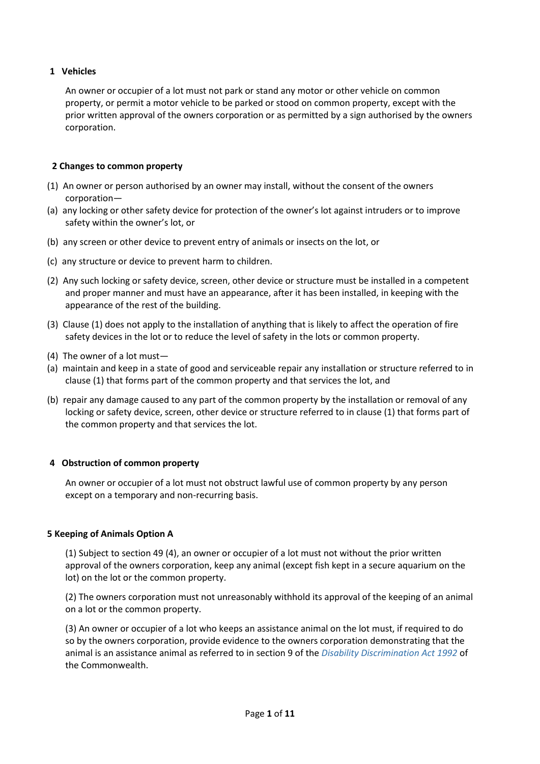**1 Vehicles**

An owner or occupier of a lot must not park or stand any motor or other vehicle on common property, or permit a motor vehicle to be parked or stood on common property, except with the prior written approval of the owners corporation or as permitted by a sign authorised by the owners corporation.

**2 Changes to common property**

(1) An owner or person authorised by an owner may install, without the consent of the owners corporation—

(a) any locking or other safety device for protection of the owner's lot against intruders or to improve safety within the owner's lot, or

(b) any screen or other device to prevent entry of animals or insects on the lot, or

(c) any structure or device to prevent harm to children.

(2) Any such locking or safety device, screen, other device or structure must be installed in a competent and proper manner and must have an appearance, after it has been installed, in keeping with the appearance of the rest of the building.

(3) Clause (1) does not apply to the installation of anything that is likely to affect the operation of fire safety devices in the lot or to reduce the level of safety in the lots or common property.

(4) The owner of a lot must—

(a) maintain and keep in a state of good and serviceable repair any installation or structure referred to in clause (1) that forms part of the common property and that services the lot, and

(b) repair any damage caused to any part of the common property by the installation or removal of any locking or safety device, screen, other device or structure referred to in clause (1) that forms part of the common property and that services the lot.

**4 Obstruction of common property**

An owner or occupier of a lot must not obstruct lawful use of common property by any person except on a temporary and non-recurring basis.

**5 Keeping of Animals Option A**

(1) Subject to section 49 (4), an owner or occupier of a lot must not without the prior written approval of the owners corporation, keep any animal (except fish kept in a secure aquarium on the lot) on the lot or the common property.

(2) The owners corporation must not unreasonably withhold its approval of the keeping of an animal on a lot or the common property.

(3) An owner or occupier of a lot who keeps an assistance animal on the lot must, if required to do so by the owners corporation, provide evidence to the owners corporation demonstrating that the animal is an assistance animal as referred to in section 9 of the *Disability Discrimination Act 1992* of the Commonwealth.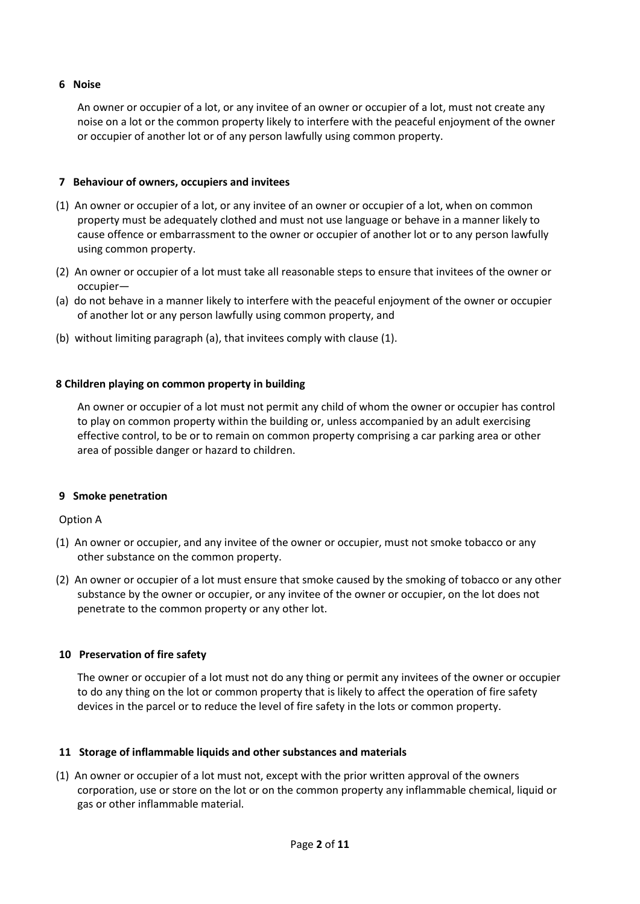## 6 Noise

An owner or occupier of a lot, or any invitee of an owner or occupier of a lot, must not create any noise on a lot or the common property likely to interfere with the peaceful enjoyment of the owner or occupier of another lot or of any person lawfully using common property.

## 7 Behaviour of owners, occupiers and invitees

(1) An owner or occupier of a lot, or any invitee of an owner or occupier of a lot, when on common property must be adequately clothed and must not use language or behave in a manner likely to cause offence or embarrassment to the owner or occupier of another lot or to any person lawfully using common property.

(2) An owner or occupier of a lot must take all reasonable steps to ensure that invitees of the owner or occupier—

(a) do not behave in a manner likely to interfere with the peaceful enjoyment of the owner or occupier of another lot or any person lawfully using common property, and

(b) without limiting paragraph (a), that invitees comply with clause (1).

## 8 Children playing on common property in building

An owner or occupier of a lot must not permit any child of whom the owner or occupier has control to play on common property within the building or, unless accompanied by an adult exercising effective control, to be or to remain on common property comprising a car parking area or other area of possible danger or hazard to children.

## 9 Smoke penetration

Option A

(1) An owner or occupier, and any invitee of the owner or occupier, must not smoke tobacco or any other substance on the common property.

(2) An owner or occupier of a lot must ensure that smoke caused by the smoking of tobacco or any other substance by the owner or occupier, or any invitee of the owner or occupier, on the lot does not penetrate to the common property or any other lot.

## 10 Preservation of fire safety

The owner or occupier of a lot must not do any thing or permit any invitees of the owner or occupier to do any thing on the lot or common property that is likely to affect the operation of fire safety devices in the parcel or to reduce the level of fire safety in the lots or common property.

## 11 Storage of inflammable liquids and other substances and materials

(1) An owner or occupier of a lot must not, except with the prior written approval of the owners corporation, use or store on the lot or on the common property any inflammable chemical, liquid or gas or other inflammable material.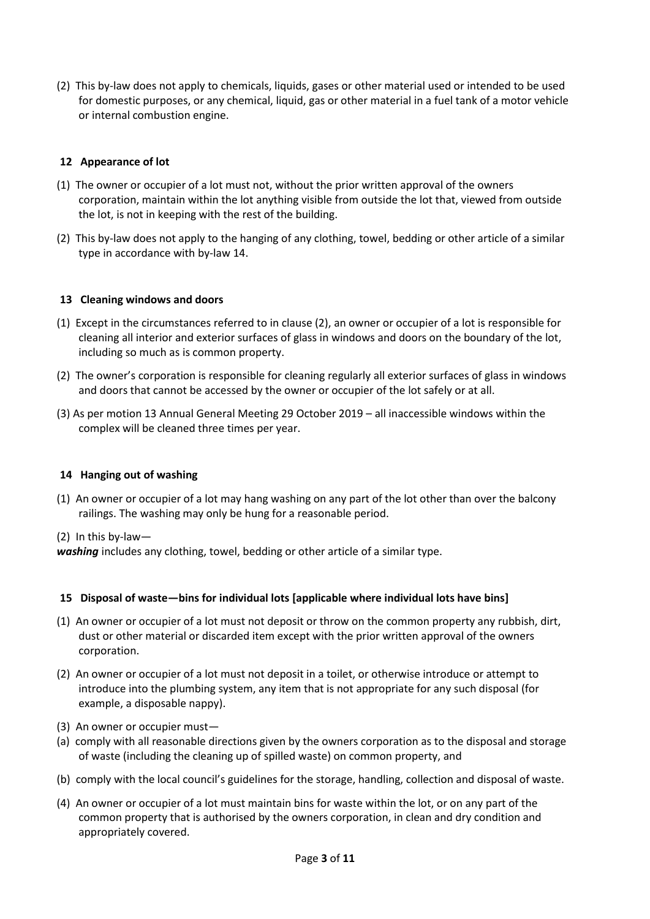(2) This by-law does not apply to chemicals, liquids, gases or other material used or intended to be used for domestic purposes, or any chemical, liquid, gas or other material in a fuel tank of a motor vehicle or internal combustion engine.

### 12 Appearance of lot

(1) The owner or occupier of a lot must not, without the prior written approval of the owners corporation, maintain within the lot anything visible from outside the lot that, viewed from outside the lot, is not in keeping with the rest of the building.

(2) This by-law does not apply to the hanging of any clothing, towel, bedding or other article of a similar type in accordance with by-law 14.

### 13 Cleaning windows and doors

(1) Except in the circumstances referred to in clause (2), an owner or occupier of a lot is responsible for cleaning all interior and exterior surfaces of glass in windows and doors on the boundary of the lot, including so much as is common property.

(2) The owner's corporation is responsible for cleaning regularly all exterior surfaces of glass in windows and doors that cannot be accessed by the owner or occupier of the lot safely or at all.

(3) As per motion 13 Annual General Meeting 29 October 2019 – all inaccessible windows within the complex will be cleaned three times per year.

### 14 Hanging out of washing

(1) An owner or occupier of a lot may hang washing on any part of the lot other than over the balcony railings. The washing may only be hung for a reasonable period.

(2) In this by-law—
***washing*** includes any clothing, towel, bedding or other article of a similar type.

### 15 Disposal of waste—bins for individual lots [applicable where individual lots have bins]

(1) An owner or occupier of a lot must not deposit or throw on the common property any rubbish, dirt, dust or other material or discarded item except with the prior written approval of the owners corporation.

(2) An owner or occupier of a lot must not deposit in a toilet, or otherwise introduce or attempt to introduce into the plumbing system, any item that is not appropriate for any such disposal (for example, a disposable nappy).

(3) An owner or occupier must—

(a) comply with all reasonable directions given by the owners corporation as to the disposal and storage of waste (including the cleaning up of spilled waste) on common property, and

(b) comply with the local council's guidelines for the storage, handling, collection and disposal of waste.

(4) An owner or occupier of a lot must maintain bins for waste within the lot, or on any part of the common property that is authorised by the owners corporation, in clean and dry condition and appropriately covered.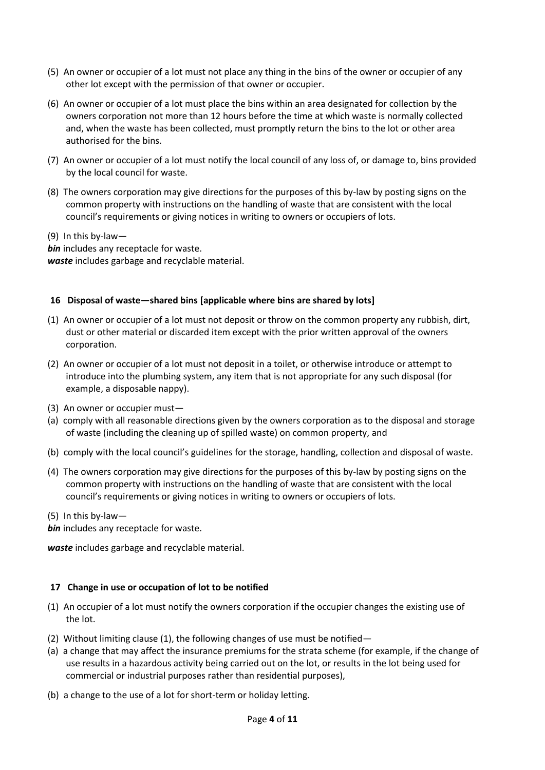(5) An owner or occupier of a lot must not place any thing in the bins of the owner or occupier of any other lot except with the permission of that owner or occupier.

(6) An owner or occupier of a lot must place the bins within an area designated for collection by the owners corporation not more than 12 hours before the time at which waste is normally collected and, when the waste has been collected, must promptly return the bins to the lot or other area authorised for the bins.

(7) An owner or occupier of a lot must notify the local council of any loss of, or damage to, bins provided by the local council for waste.

(8) The owners corporation may give directions for the purposes of this by-law by posting signs on the common property with instructions on the handling of waste that are consistent with the local council's requirements or giving notices in writing to owners or occupiers of lots.

(9) In this by-law—

***bin*** includes any receptacle for waste.

***waste*** includes garbage and recyclable material.

### 16 Disposal of waste—shared bins [applicable where bins are shared by lots]

(1) An owner or occupier of a lot must not deposit or throw on the common property any rubbish, dirt, dust or other material or discarded item except with the prior written approval of the owners corporation.

(2) An owner or occupier of a lot must not deposit in a toilet, or otherwise introduce or attempt to introduce into the plumbing system, any item that is not appropriate for any such disposal (for example, a disposable nappy).

(3) An owner or occupier must—

(a) comply with all reasonable directions given by the owners corporation as to the disposal and storage of waste (including the cleaning up of spilled waste) on common property, and

(b) comply with the local council's guidelines for the storage, handling, collection and disposal of waste.

(4) The owners corporation may give directions for the purposes of this by-law by posting signs on the common property with instructions on the handling of waste that are consistent with the local council's requirements or giving notices in writing to owners or occupiers of lots.

(5) In this by-law—

***bin*** includes any receptacle for waste.

***waste*** includes garbage and recyclable material.

### 17 Change in use or occupation of lot to be notified

(1) An occupier of a lot must notify the owners corporation if the occupier changes the existing use of the lot.

(2) Without limiting clause (1), the following changes of use must be notified—

(a) a change that may affect the insurance premiums for the strata scheme (for example, if the change of use results in a hazardous activity being carried out on the lot, or results in the lot being used for commercial or industrial purposes rather than residential purposes),

(b) a change to the use of a lot for short-term or holiday letting.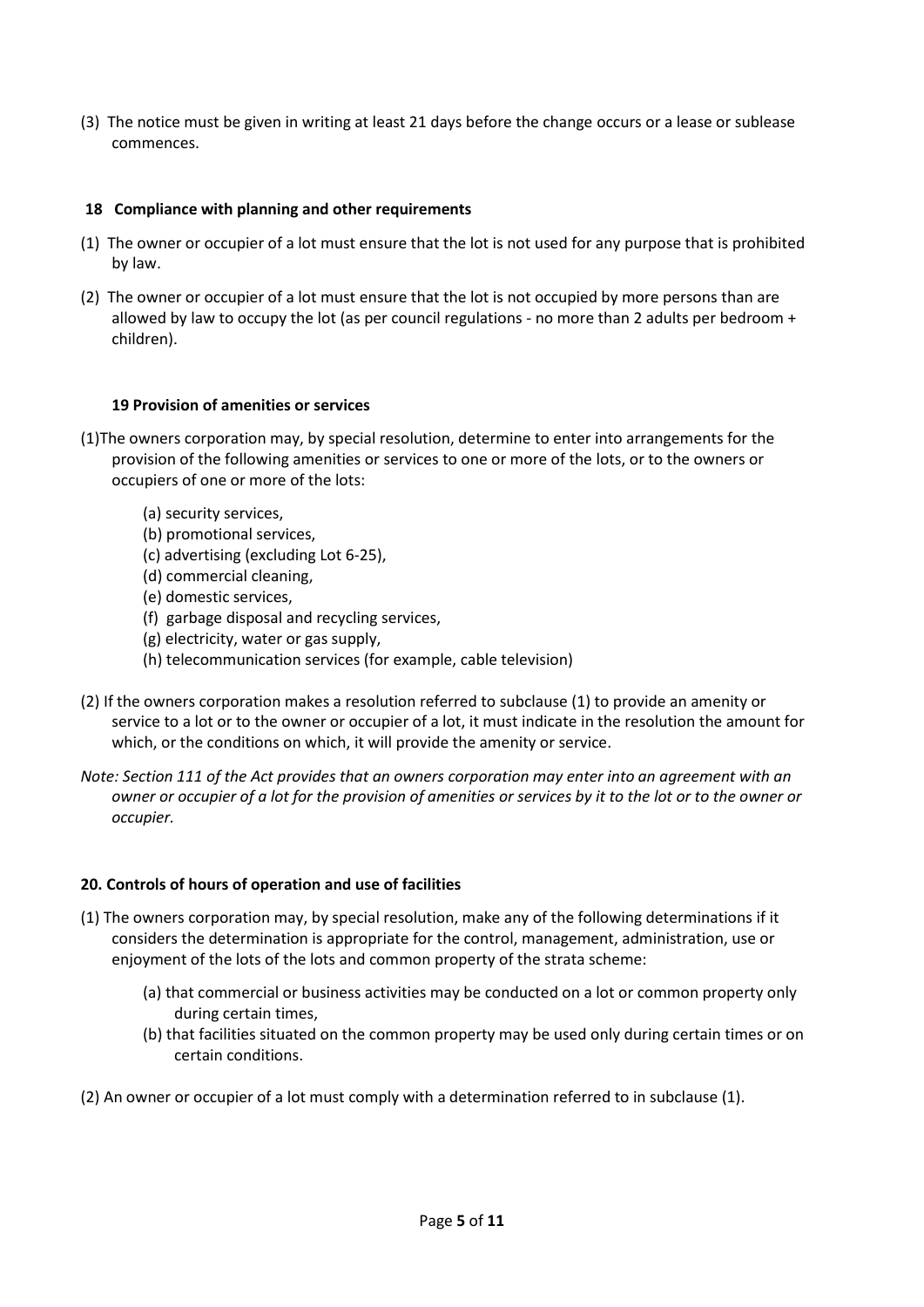(3) The notice must be given in writing at least 21 days before the change occurs or a lease or sublease commences.

### 18 Compliance with planning and other requirements

(1) The owner or occupier of a lot must ensure that the lot is not used for any purpose that is prohibited by law.

(2) The owner or occupier of a lot must ensure that the lot is not occupied by more persons than are allowed by law to occupy the lot (as per council regulations - no more than 2 adults per bedroom + children).

### 19 Provision of amenities or services

(1)The owners corporation may, by special resolution, determine to enter into arrangements for the provision of the following amenities or services to one or more of the lots, or to the owners or occupiers of one or more of the lots:

(a) security services,
(b) promotional services,
(c) advertising (excluding Lot 6-25),
(d) commercial cleaning,
(e) domestic services,
(f) garbage disposal and recycling services,
(g) electricity, water or gas supply,
(h) telecommunication services (for example, cable television)

(2) If the owners corporation makes a resolution referred to subclause (1) to provide an amenity or service to a lot or to the owner or occupier of a lot, it must indicate in the resolution the amount for which, or the conditions on which, it will provide the amenity or service.

*Note: Section 111 of the Act provides that an owners corporation may enter into an agreement with an owner or occupier of a lot for the provision of amenities or services by it to the lot or to the owner or occupier.*

### 20. Controls of hours of operation and use of facilities

(1) The owners corporation may, by special resolution, make any of the following determinations if it considers the determination is appropriate for the control, management, administration, use or enjoyment of the lots of the lots and common property of the strata scheme:

(a) that commercial or business activities may be conducted on a lot or common property only during certain times,
(b) that facilities situated on the common property may be used only during certain times or on certain conditions.

(2) An owner or occupier of a lot must comply with a determination referred to in subclause (1).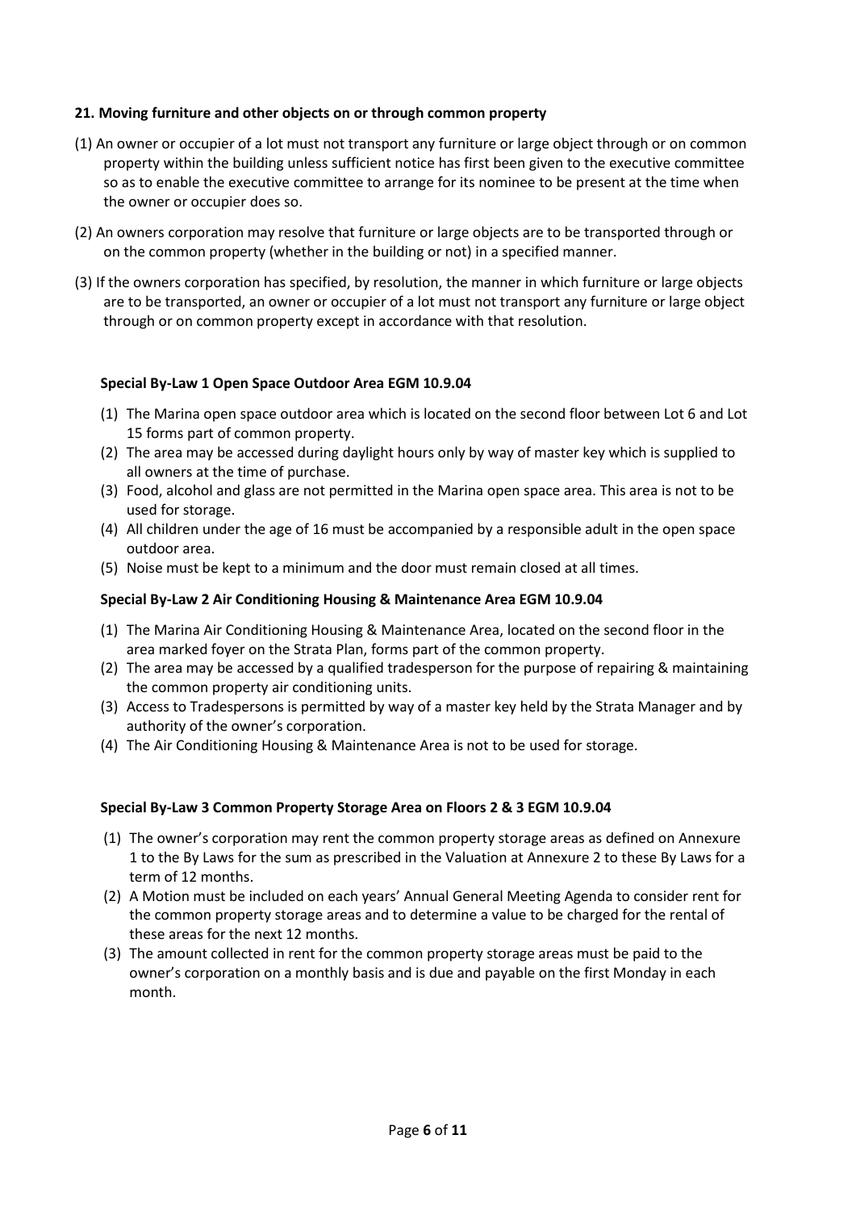**21. Moving furniture and other objects on or through common property**

(1) An owner or occupier of a lot must not transport any furniture or large object through or on common property within the building unless sufficient notice has first been given to the executive committee so as to enable the executive committee to arrange for its nominee to be present at the time when the owner or occupier does so.

(2) An owners corporation may resolve that furniture or large objects are to be transported through or on the common property (whether in the building or not) in a specified manner.

(3) If the owners corporation has specified, by resolution, the manner in which furniture or large objects are to be transported, an owner or occupier of a lot must not transport any furniture or large object through or on common property except in accordance with that resolution.

**Special By-Law 1 Open Space Outdoor Area EGM 10.9.04**

(1) The Marina open space outdoor area which is located on the second floor between Lot 6 and Lot 15 forms part of common property.
(2) The area may be accessed during daylight hours only by way of master key which is supplied to all owners at the time of purchase.
(3) Food, alcohol and glass are not permitted in the Marina open space area. This area is not to be used for storage.
(4) All children under the age of 16 must be accompanied by a responsible adult in the open space outdoor area.
(5) Noise must be kept to a minimum and the door must remain closed at all times.

**Special By-Law 2 Air Conditioning Housing & Maintenance Area EGM 10.9.04**

(1) The Marina Air Conditioning Housing & Maintenance Area, located on the second floor in the area marked foyer on the Strata Plan, forms part of the common property.
(2) The area may be accessed by a qualified tradesperson for the purpose of repairing & maintaining the common property air conditioning units.
(3) Access to Tradespersons is permitted by way of a master key held by the Strata Manager and by authority of the owner's corporation.
(4) The Air Conditioning Housing & Maintenance Area is not to be used for storage.

**Special By-Law 3 Common Property Storage Area on Floors 2 & 3 EGM 10.9.04**

(1) The owner's corporation may rent the common property storage areas as defined on Annexure 1 to the By Laws for the sum as prescribed in the Valuation at Annexure 2 to these By Laws for a term of 12 months.
(2) A Motion must be included on each years' Annual General Meeting Agenda to consider rent for the common property storage areas and to determine a value to be charged for the rental of these areas for the next 12 months.
(3) The amount collected in rent for the common property storage areas must be paid to the owner's corporation on a monthly basis and is due and payable on the first Monday in each month.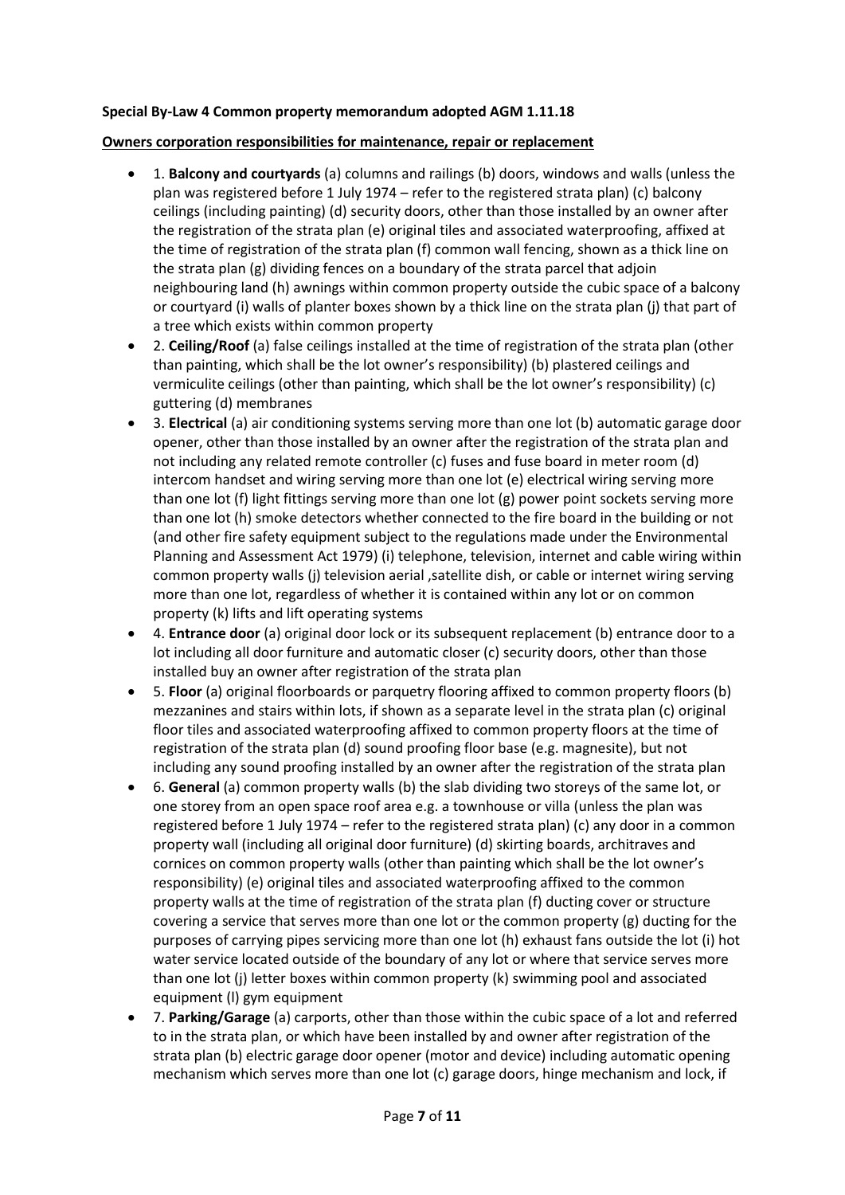**Special By-Law 4 Common property memorandum adopted AGM 1.11.18**

**Owners corporation responsibilities for maintenance, repair or replacement**

- 1. **Balcony and courtyards** (a) columns and railings (b) doors, windows and walls (unless the plan was registered before 1 July 1974 – refer to the registered strata plan) (c) balcony ceilings (including painting) (d) security doors, other than those installed by an owner after the registration of the strata plan (e) original tiles and associated waterproofing, affixed at the time of registration of the strata plan (f) common wall fencing, shown as a thick line on the strata plan (g) dividing fences on a boundary of the strata parcel that adjoin neighbouring land (h) awnings within common property outside the cubic space of a balcony or courtyard (i) walls of planter boxes shown by a thick line on the strata plan (j) that part of a tree which exists within common property
- 2. **Ceiling/Roof** (a) false ceilings installed at the time of registration of the strata plan (other than painting, which shall be the lot owner's responsibility) (b) plastered ceilings and vermiculite ceilings (other than painting, which shall be the lot owner's responsibility) (c) guttering (d) membranes
- 3. **Electrical** (a) air conditioning systems serving more than one lot (b) automatic garage door opener, other than those installed by an owner after the registration of the strata plan and not including any related remote controller (c) fuses and fuse board in meter room (d) intercom handset and wiring serving more than one lot (e) electrical wiring serving more than one lot (f) light fittings serving more than one lot (g) power point sockets serving more than one lot (h) smoke detectors whether connected to the fire board in the building or not (and other fire safety equipment subject to the regulations made under the Environmental Planning and Assessment Act 1979) (i) telephone, television, internet and cable wiring within common property walls (j) television aerial ,satellite dish, or cable or internet wiring serving more than one lot, regardless of whether it is contained within any lot or on common property (k) lifts and lift operating systems
- 4. **Entrance door** (a) original door lock or its subsequent replacement (b) entrance door to a lot including all door furniture and automatic closer (c) security doors, other than those installed buy an owner after registration of the strata plan
- 5. **Floor** (a) original floorboards or parquetry flooring affixed to common property floors (b) mezzanines and stairs within lots, if shown as a separate level in the strata plan (c) original floor tiles and associated waterproofing affixed to common property floors at the time of registration of the strata plan (d) sound proofing floor base (e.g. magnesite), but not including any sound proofing installed by an owner after the registration of the strata plan
- 6. **General** (a) common property walls (b) the slab dividing two storeys of the same lot, or one storey from an open space roof area e.g. a townhouse or villa (unless the plan was registered before 1 July 1974 – refer to the registered strata plan) (c) any door in a common property wall (including all original door furniture) (d) skirting boards, architraves and cornices on common property walls (other than painting which shall be the lot owner's responsibility) (e) original tiles and associated waterproofing affixed to the common property walls at the time of registration of the strata plan (f) ducting cover or structure covering a service that serves more than one lot or the common property (g) ducting for the purposes of carrying pipes servicing more than one lot (h) exhaust fans outside the lot (i) hot water service located outside of the boundary of any lot or where that service serves more than one lot (j) letter boxes within common property (k) swimming pool and associated equipment (l) gym equipment
- 7. **Parking/Garage** (a) carports, other than those within the cubic space of a lot and referred to in the strata plan, or which have been installed by and owner after registration of the strata plan (b) electric garage door opener (motor and device) including automatic opening mechanism which serves more than one lot (c) garage doors, hinge mechanism and lock, if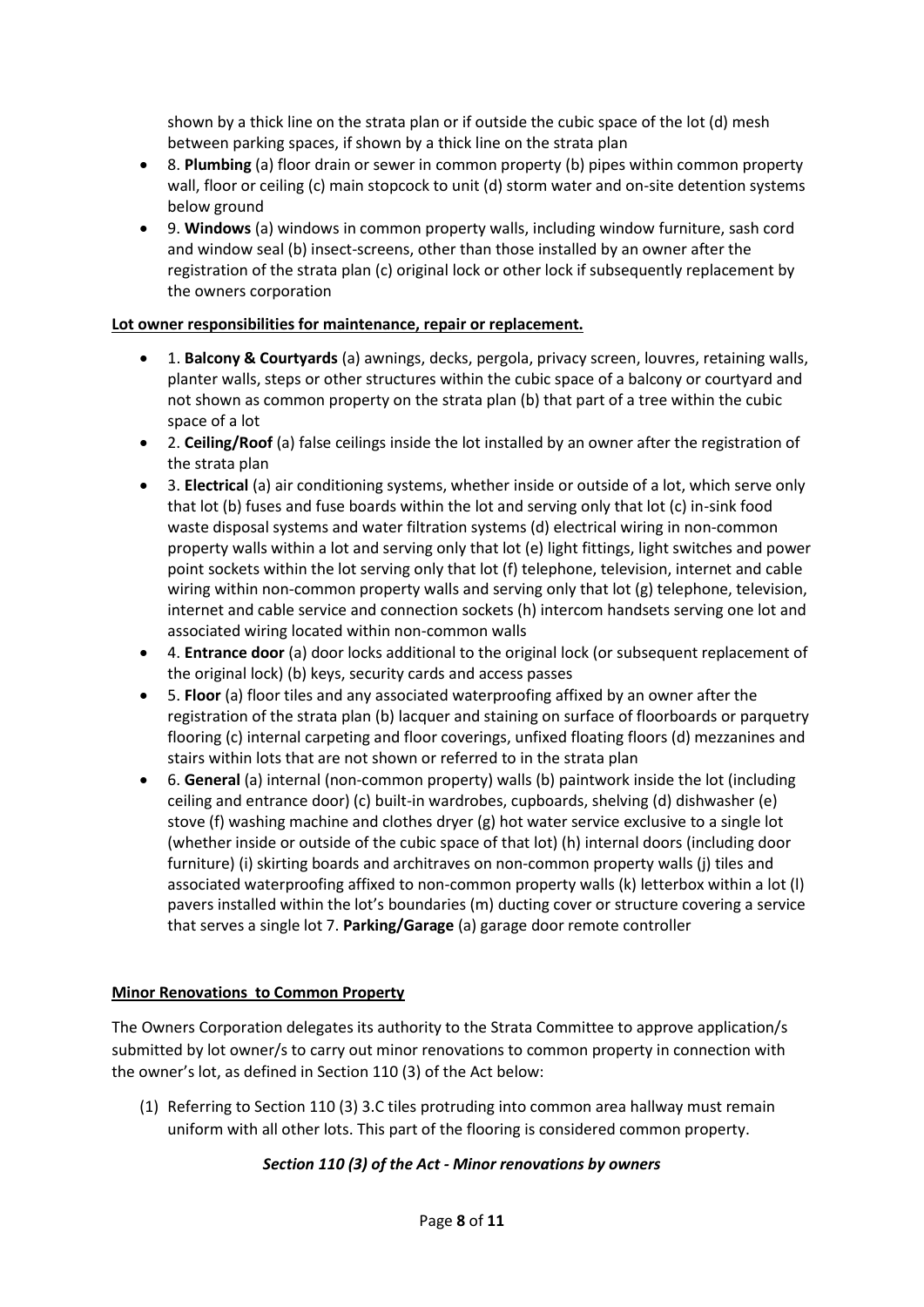shown by a thick line on the strata plan or if outside the cubic space of the lot (d) mesh between parking spaces, if shown by a thick line on the strata plan

- 8. **Plumbing** (a) floor drain or sewer in common property (b) pipes within common property wall, floor or ceiling (c) main stopcock to unit (d) storm water and on-site detention systems below ground
- 9. **Windows** (a) windows in common property walls, including window furniture, sash cord and window seal (b) insect-screens, other than those installed by an owner after the registration of the strata plan (c) original lock or other lock if subsequently replacement by the owners corporation

**Lot owner responsibilities for maintenance, repair or replacement.**

- 1. **Balcony & Courtyards** (a) awnings, decks, pergola, privacy screen, louvres, retaining walls, planter walls, steps or other structures within the cubic space of a balcony or courtyard and not shown as common property on the strata plan (b) that part of a tree within the cubic space of a lot
- 2. **Ceiling/Roof** (a) false ceilings inside the lot installed by an owner after the registration of the strata plan
- 3. **Electrical** (a) air conditioning systems, whether inside or outside of a lot, which serve only that lot (b) fuses and fuse boards within the lot and serving only that lot (c) in-sink food waste disposal systems and water filtration systems (d) electrical wiring in non-common property walls within a lot and serving only that lot (e) light fittings, light switches and power point sockets within the lot serving only that lot (f) telephone, television, internet and cable wiring within non-common property walls and serving only that lot (g) telephone, television, internet and cable service and connection sockets (h) intercom handsets serving one lot and associated wiring located within non-common walls
- 4. **Entrance door** (a) door locks additional to the original lock (or subsequent replacement of the original lock) (b) keys, security cards and access passes
- 5. **Floor** (a) floor tiles and any associated waterproofing affixed by an owner after the registration of the strata plan (b) lacquer and staining on surface of floorboards or parquetry flooring (c) internal carpeting and floor coverings, unfixed floating floors (d) mezzanines and stairs within lots that are not shown or referred to in the strata plan
- 6. **General** (a) internal (non-common property) walls (b) paintwork inside the lot (including ceiling and entrance door) (c) built-in wardrobes, cupboards, shelving (d) dishwasher (e) stove (f) washing machine and clothes dryer (g) hot water service exclusive to a single lot (whether inside or outside of the cubic space of that lot) (h) internal doors (including door furniture) (i) skirting boards and architraves on non-common property walls (j) tiles and associated waterproofing affixed to non-common property walls (k) letterbox within a lot (l) pavers installed within the lot's boundaries (m) ducting cover or structure covering a service that serves a single lot 7. **Parking/Garage** (a) garage door remote controller

**Minor Renovations to Common Property**

The Owners Corporation delegates its authority to the Strata Committee to approve application/s submitted by lot owner/s to carry out minor renovations to common property in connection with the owner's lot, as defined in Section 110 (3) of the Act below:

(1) Referring to Section 110 (3) 3.C tiles protruding into common area hallway must remain uniform with all other lots. This part of the flooring is considered common property.

***Section 110 (3) of the Act - Minor renovations by owners***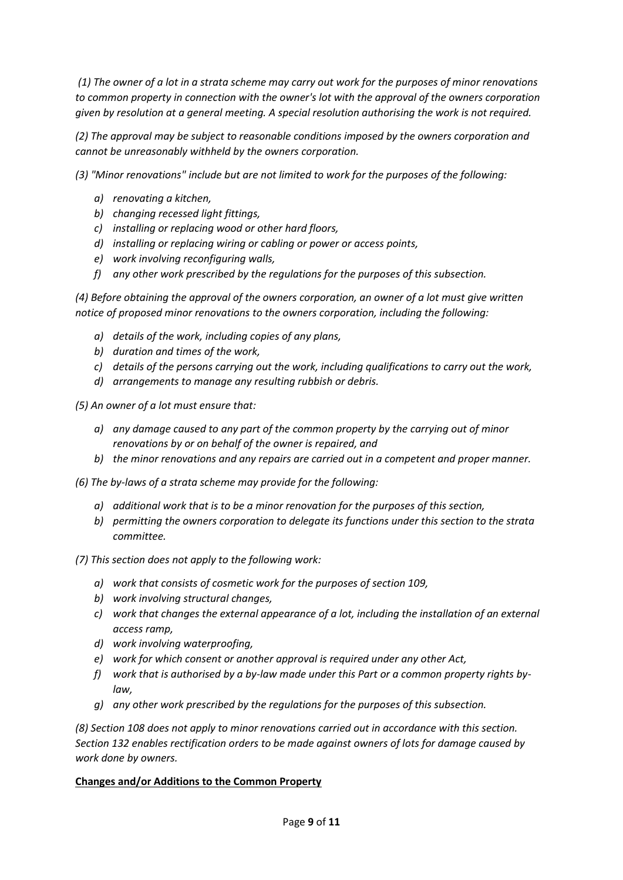*(1) The owner of a lot in a strata scheme may carry out work for the purposes of minor renovations to common property in connection with the owner's lot with the approval of the owners corporation given by resolution at a general meeting. A special resolution authorising the work is not required.*

*(2) The approval may be subject to reasonable conditions imposed by the owners corporation and cannot be unreasonably withheld by the owners corporation.*

*(3) "Minor renovations" include but are not limited to work for the purposes of the following:*

- *a) renovating a kitchen,*
- *b) changing recessed light fittings,*
- *c) installing or replacing wood or other hard floors,*
- *d) installing or replacing wiring or cabling or power or access points,*
- *e) work involving reconfiguring walls,*
- *f) any other work prescribed by the regulations for the purposes of this subsection.*

*(4) Before obtaining the approval of the owners corporation, an owner of a lot must give written notice of proposed minor renovations to the owners corporation, including the following:*

- *a) details of the work, including copies of any plans,*
- *b) duration and times of the work,*
- *c) details of the persons carrying out the work, including qualifications to carry out the work,*
- *d) arrangements to manage any resulting rubbish or debris.*

*(5) An owner of a lot must ensure that:*

- *a) any damage caused to any part of the common property by the carrying out of minor renovations by or on behalf of the owner is repaired, and*
- *b) the minor renovations and any repairs are carried out in a competent and proper manner.*

*(6) The by-laws of a strata scheme may provide for the following:*

- *a) additional work that is to be a minor renovation for the purposes of this section,*
- *b) permitting the owners corporation to delegate its functions under this section to the strata committee.*

*(7) This section does not apply to the following work:*

- *a) work that consists of cosmetic work for the purposes of section 109,*
- *b) work involving structural changes,*
- *c) work that changes the external appearance of a lot, including the installation of an external access ramp,*
- *d) work involving waterproofing,*
- *e) work for which consent or another approval is required under any other Act,*
- *f) work that is authorised by a by-law made under this Part or a common property rights by-law,*
- *g) any other work prescribed by the regulations for the purposes of this subsection.*

*(8) Section 108 does not apply to minor renovations carried out in accordance with this section. Section 132 enables rectification orders to be made against owners of lots for damage caused by work done by owners.*

**Changes and/or Additions to the Common Property**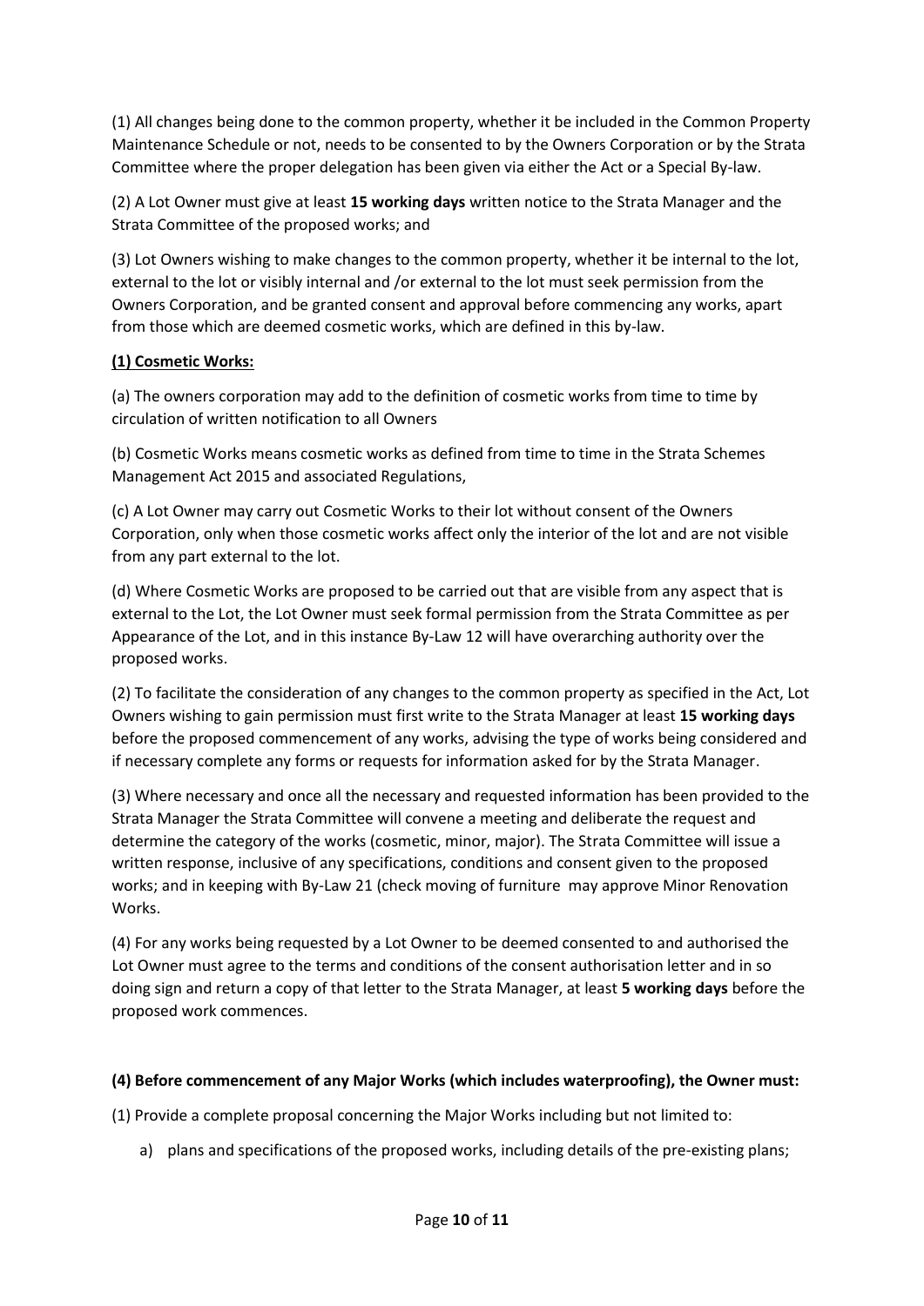(1) All changes being done to the common property, whether it be included in the Common Property Maintenance Schedule or not, needs to be consented to by the Owners Corporation or by the Strata Committee where the proper delegation has been given via either the Act or a Special By-law.

(2) A Lot Owner must give at least **15 working days** written notice to the Strata Manager and the Strata Committee of the proposed works; and

(3) Lot Owners wishing to make changes to the common property, whether it be internal to the lot, external to the lot or visibly internal and /or external to the lot must seek permission from the Owners Corporation, and be granted consent and approval before commencing any works, apart from those which are deemed cosmetic works, which are defined in this by-law.

**(1) Cosmetic Works:**

(a) The owners corporation may add to the definition of cosmetic works from time to time by circulation of written notification to all Owners

(b) Cosmetic Works means cosmetic works as defined from time to time in the Strata Schemes Management Act 2015 and associated Regulations,

(c) A Lot Owner may carry out Cosmetic Works to their lot without consent of the Owners Corporation, only when those cosmetic works affect only the interior of the lot and are not visible from any part external to the lot.

(d) Where Cosmetic Works are proposed to be carried out that are visible from any aspect that is external to the Lot, the Lot Owner must seek formal permission from the Strata Committee as per Appearance of the Lot, and in this instance By-Law 12 will have overarching authority over the proposed works.

(2) To facilitate the consideration of any changes to the common property as specified in the Act, Lot Owners wishing to gain permission must first write to the Strata Manager at least **15 working days** before the proposed commencement of any works, advising the type of works being considered and if necessary complete any forms or requests for information asked for by the Strata Manager.

(3) Where necessary and once all the necessary and requested information has been provided to the Strata Manager the Strata Committee will convene a meeting and deliberate the request and determine the category of the works (cosmetic, minor, major). The Strata Committee will issue a written response, inclusive of any specifications, conditions and consent given to the proposed works; and in keeping with By-Law 21 (check moving of furniture may approve Minor Renovation Works.

(4) For any works being requested by a Lot Owner to be deemed consented to and authorised the Lot Owner must agree to the terms and conditions of the consent authorisation letter and in so doing sign and return a copy of that letter to the Strata Manager, at least **5 working days** before the proposed work commences.

**(4) Before commencement of any Major Works (which includes waterproofing), the Owner must:**

(1) Provide a complete proposal concerning the Major Works including but not limited to:

a) plans and specifications of the proposed works, including details of the pre-existing plans;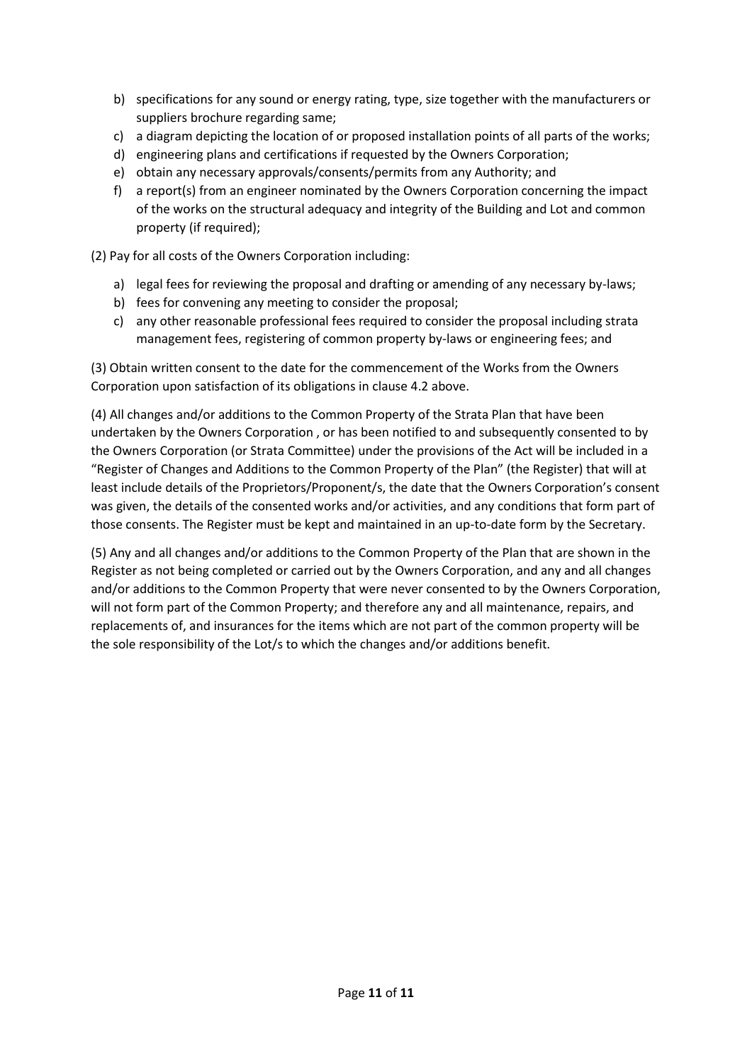b) specifications for any sound or energy rating, type, size together with the manufacturers or suppliers brochure regarding same;
c) a diagram depicting the location of or proposed installation points of all parts of the works;
d) engineering plans and certifications if requested by the Owners Corporation;
e) obtain any necessary approvals/consents/permits from any Authority; and
f) a report(s) from an engineer nominated by the Owners Corporation concerning the impact of the works on the structural adequacy and integrity of the Building and Lot and common property (if required);

(2) Pay for all costs of the Owners Corporation including:

a) legal fees for reviewing the proposal and drafting or amending of any necessary by-laws;
b) fees for convening any meeting to consider the proposal;
c) any other reasonable professional fees required to consider the proposal including strata management fees, registering of common property by-laws or engineering fees; and

(3) Obtain written consent to the date for the commencement of the Works from the Owners Corporation upon satisfaction of its obligations in clause 4.2 above.

(4) All changes and/or additions to the Common Property of the Strata Plan that have been undertaken by the Owners Corporation , or has been notified to and subsequently consented to by the Owners Corporation (or Strata Committee) under the provisions of the Act will be included in a "Register of Changes and Additions to the Common Property of the Plan" (the Register) that will at least include details of the Proprietors/Proponent/s, the date that the Owners Corporation's consent was given, the details of the consented works and/or activities, and any conditions that form part of those consents. The Register must be kept and maintained in an up-to-date form by the Secretary.

(5) Any and all changes and/or additions to the Common Property of the Plan that are shown in the Register as not being completed or carried out by the Owners Corporation, and any and all changes and/or additions to the Common Property that were never consented to by the Owners Corporation, will not form part of the Common Property; and therefore any and all maintenance, repairs, and replacements of, and insurances for the items which are not part of the common property will be the sole responsibility of the Lot/s to which the changes and/or additions benefit.